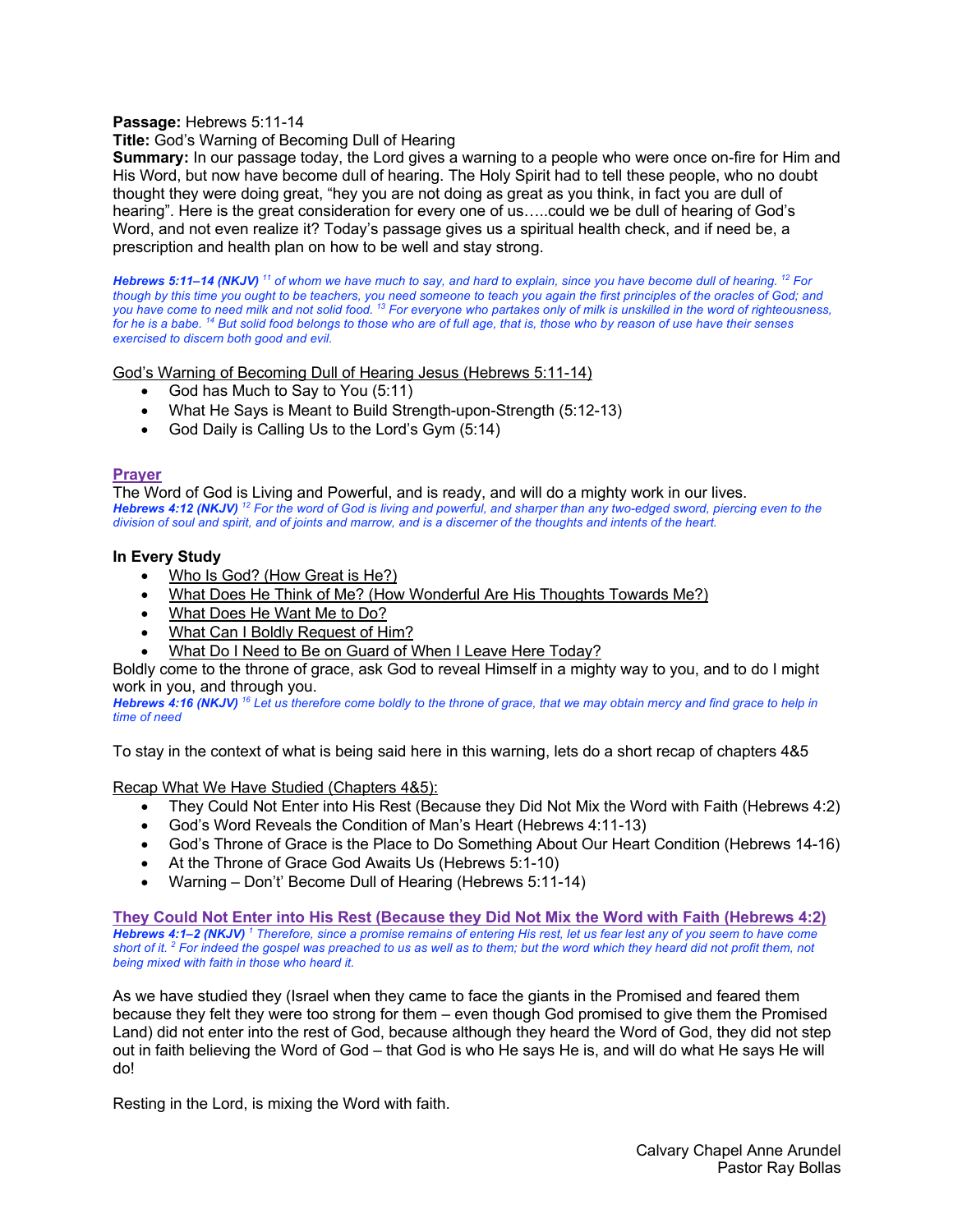**Passage:** Hebrews 5:11-14

**Title:** God's Warning of Becoming Dull of Hearing

**Summary:** In our passage today, the Lord gives a warning to a people who were once on-fire for Him and His Word, but now have become dull of hearing. The Holy Spirit had to tell these people, who no doubt thought they were doing great, "hey you are not doing as great as you think, in fact you are dull of hearing". Here is the great consideration for every one of us…..could we be dull of hearing of God's Word, and not even realize it? Today's passage gives us a spiritual health check, and if need be, a prescription and health plan on how to be well and stay strong.

***Hebrews 5:11–14 (NKJV)*** *[11] of whom we have much to say, and hard to explain, since you have become dull of hearing. [12] For though by this time you ought to be teachers, you need someone to teach you again the first principles of the oracles of God; and you have come to need milk and not solid food. [13] For everyone who partakes only of milk is unskilled in the word of righteousness, for he is a babe. [14] But solid food belongs to those who are of full age, that is, those who by reason of use have their senses exercised to discern both good and evil.*

<u>God's Warning of Becoming Dull of Hearing Jesus (Hebrews 5:11-14)</u>

- God has Much to Say to You (5:11)
- What He Says is Meant to Build Strength-upon-Strength (5:12-13)
- God Daily is Calling Us to the Lord's Gym (5:14)

## <u>Prayer</u>

The Word of God is Living and Powerful, and is ready, and will do a mighty work in our lives.

***Hebrews 4:12 (NKJV)*** *[12] For the word of God is living and powerful, and sharper than any two-edged sword, piercing even to the division of soul and spirit, and of joints and marrow, and is a discerner of the thoughts and intents of the heart.*

**In Every Study**

- <u>Who Is God? (How Great is He?)</u>
- <u>What Does He Think of Me? (How Wonderful Are His Thoughts Towards Me?)</u>
- <u>What Does He Want Me to Do?</u>
- <u>What Can I Boldly Request of Him?</u>
- <u>What Do I Need to Be on Guard of When I Leave Here Today?</u>

Boldly come to the throne of grace, ask God to reveal Himself in a mighty way to you, and to do I might work in you, and through you.

***Hebrews 4:16 (NKJV)*** *[16] Let us therefore come boldly to the throne of grace, that we may obtain mercy and find grace to help in time of need*

To stay in the context of what is being said here in this warning, lets do a short recap of chapters 4&5

<u>Recap What We Have Studied (Chapters 4&5):</u>

- They Could Not Enter into His Rest (Because they Did Not Mix the Word with Faith (Hebrews 4:2)
- God's Word Reveals the Condition of Man's Heart (Hebrews 4:11-13)
- God's Throne of Grace is the Place to Do Something About Our Heart Condition (Hebrews 14-16)
- At the Throne of Grace God Awaits Us (Hebrews 5:1-10)
- Warning – Don't' Become Dull of Hearing (Hebrews 5:11-14)

## <u>They Could Not Enter into His Rest (Because they Did Not Mix the Word with Faith (Hebrews 4:2)</u>

***Hebrews 4:1–2 (NKJV)*** *[1] Therefore, since a promise remains of entering His rest, let us fear lest any of you seem to have come short of it. [2] For indeed the gospel was preached to us as well as to them; but the word which they heard did not profit them, not being mixed with faith in those who heard it.*

As we have studied they (Israel when they came to face the giants in the Promised and feared them because they felt they were too strong for them – even though God promised to give them the Promised Land) did not enter into the rest of God, because although they heard the Word of God, they did not step out in faith believing the Word of God – that God is who He says He is, and will do what He says He will do!

Resting in the Lord, is mixing the Word with faith.

Calvary Chapel Anne Arundel
Pastor Ray Bollas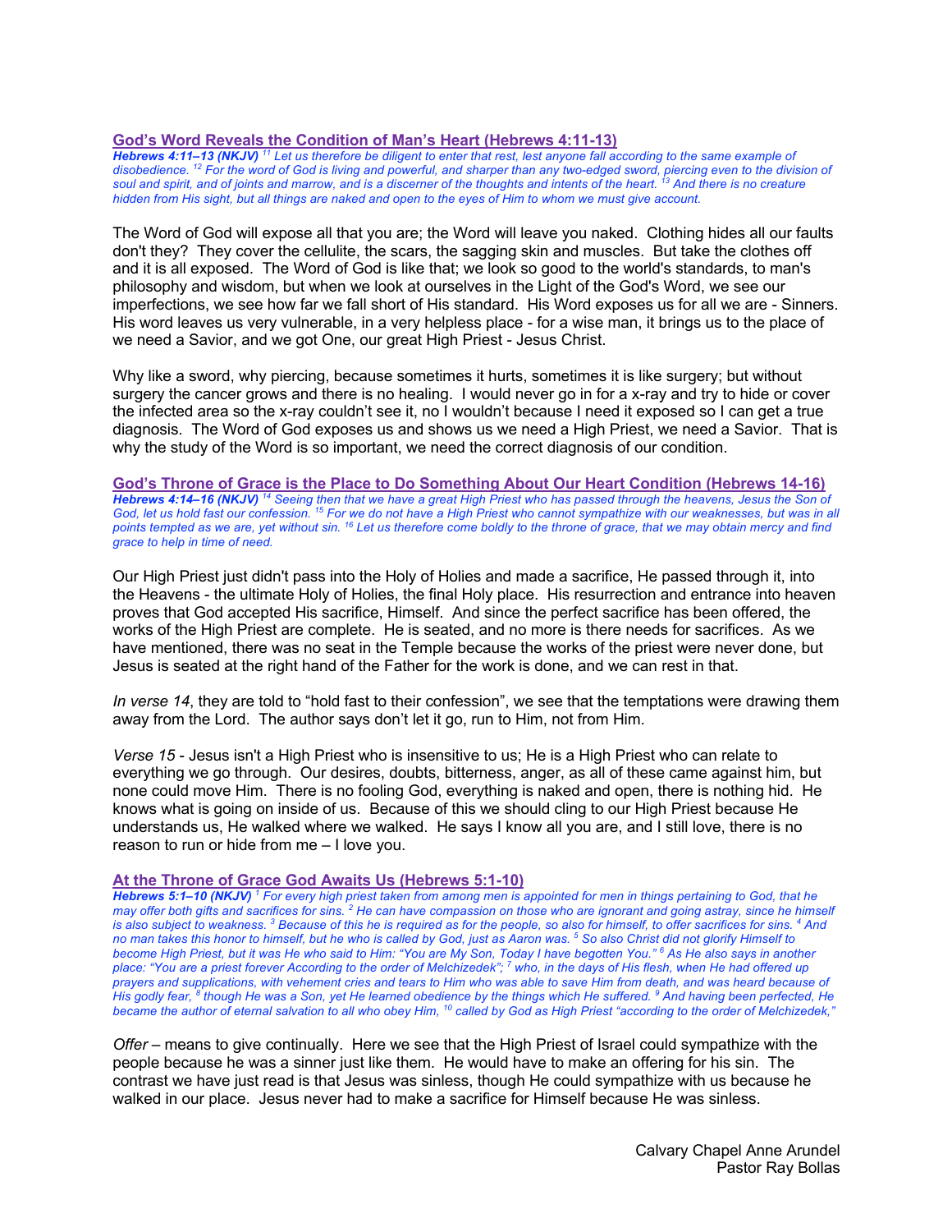## God's Word Reveals the Condition of Man's Heart (Hebrews 4:11-13)

***Hebrews 4:11–13 (NKJV)*** *[11] Let us therefore be diligent to enter that rest, lest anyone fall according to the same example of disobedience. [12] For the word of God is living and powerful, and sharper than any two-edged sword, piercing even to the division of soul and spirit, and of joints and marrow, and is a discerner of the thoughts and intents of the heart. [13] And there is no creature hidden from His sight, but all things are naked and open to the eyes of Him to whom we must give account.*

The Word of God will expose all that you are; the Word will leave you naked. Clothing hides all our faults don't they? They cover the cellulite, the scars, the sagging skin and muscles. But take the clothes off and it is all exposed. The Word of God is like that; we look so good to the world's standards, to man's philosophy and wisdom, but when we look at ourselves in the Light of the God's Word, we see our imperfections, we see how far we fall short of His standard. His Word exposes us for all we are - Sinners. His word leaves us very vulnerable, in a very helpless place - for a wise man, it brings us to the place of we need a Savior, and we got One, our great High Priest - Jesus Christ.

Why like a sword, why piercing, because sometimes it hurts, sometimes it is like surgery; but without surgery the cancer grows and there is no healing. I would never go in for a x-ray and try to hide or cover the infected area so the x-ray couldn't see it, no I wouldn't because I need it exposed so I can get a true diagnosis. The Word of God exposes us and shows us we need a High Priest, we need a Savior. That is why the study of the Word is so important, we need the correct diagnosis of our condition.

## God's Throne of Grace is the Place to Do Something About Our Heart Condition (Hebrews 14-16)

***Hebrews 4:14–16 (NKJV)*** *[14] Seeing then that we have a great High Priest who has passed through the heavens, Jesus the Son of God, let us hold fast our confession. [15] For we do not have a High Priest who cannot sympathize with our weaknesses, but was in all points tempted as we are, yet without sin. [16] Let us therefore come boldly to the throne of grace, that we may obtain mercy and find grace to help in time of need.*

Our High Priest just didn't pass into the Holy of Holies and made a sacrifice, He passed through it, into the Heavens - the ultimate Holy of Holies, the final Holy place. His resurrection and entrance into heaven proves that God accepted His sacrifice, Himself. And since the perfect sacrifice has been offered, the works of the High Priest are complete. He is seated, and no more is there needs for sacrifices. As we have mentioned, there was no seat in the Temple because the works of the priest were never done, but Jesus is seated at the right hand of the Father for the work is done, and we can rest in that.

*In verse 14*, they are told to "hold fast to their confession", we see that the temptations were drawing them away from the Lord. The author says don't let it go, run to Him, not from Him.

*Verse 15* - Jesus isn't a High Priest who is insensitive to us; He is a High Priest who can relate to everything we go through. Our desires, doubts, bitterness, anger, as all of these came against him, but none could move Him. There is no fooling God, everything is naked and open, there is nothing hid. He knows what is going on inside of us. Because of this we should cling to our High Priest because He understands us, He walked where we walked. He says I know all you are, and I still love, there is no reason to run or hide from me – I love you.

## At the Throne of Grace God Awaits Us (Hebrews 5:1-10)

***Hebrews 5:1–10 (NKJV)*** *[1] For every high priest taken from among men is appointed for men in things pertaining to God, that he may offer both gifts and sacrifices for sins. [2] He can have compassion on those who are ignorant and going astray, since he himself is also subject to weakness. [3] Because of this he is required as for the people, so also for himself, to offer sacrifices for sins. [4] And no man takes this honor to himself, but he who is called by God, just as Aaron was. [5] So also Christ did not glorify Himself to become High Priest, but it was He who said to Him: "You are My Son, Today I have begotten You." [6] As He also says in another place: "You are a priest forever According to the order of Melchizedek"; [7] who, in the days of His flesh, when He had offered up prayers and supplications, with vehement cries and tears to Him who was able to save Him from death, and was heard because of His godly fear, [8] though He was a Son, yet He learned obedience by the things which He suffered. [9] And having been perfected, He became the author of eternal salvation to all who obey Him, [10] called by God as High Priest "according to the order of Melchizedek,"*

*Offer* – means to give continually. Here we see that the High Priest of Israel could sympathize with the people because he was a sinner just like them. He would have to make an offering for his sin. The contrast we have just read is that Jesus was sinless, though He could sympathize with us because he walked in our place. Jesus never had to make a sacrifice for Himself because He was sinless.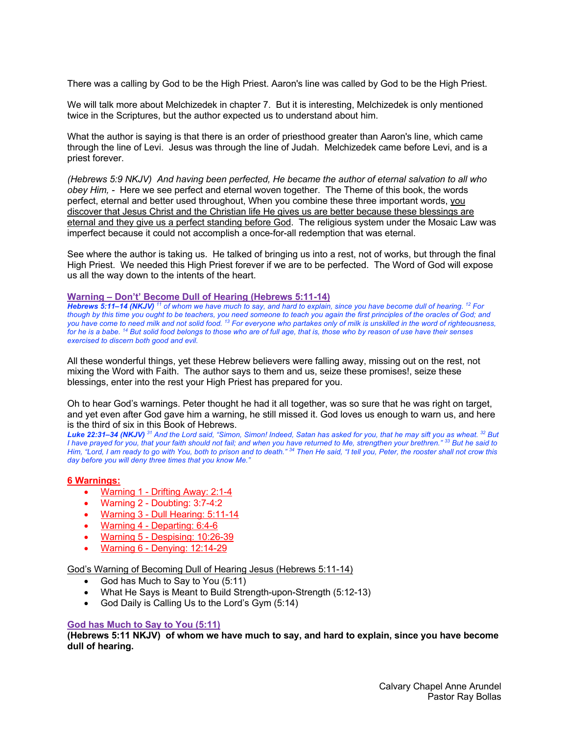There was a calling by God to be the High Priest. Aaron's line was called by God to be the High Priest.

We will talk more about Melchizedek in chapter 7. But it is interesting, Melchizedek is only mentioned twice in the Scriptures, but the author expected us to understand about him.

What the author is saying is that there is an order of priesthood greater than Aaron's line, which came through the line of Levi. Jesus was through the line of Judah. Melchizedek came before Levi, and is a priest forever.

*(Hebrews 5:9 NKJV) And having been perfected, He became the author of eternal salvation to all who obey Him,* - Here we see perfect and eternal woven together. The Theme of this book, the words perfect, eternal and better used throughout, When you combine these three important words, <u>you discover that Jesus Christ and the Christian life He gives us are better because these blessings are eternal and they give us a perfect standing before God</u>. The religious system under the Mosaic Law was imperfect because it could not accomplish a once-for-all redemption that was eternal.

See where the author is taking us. He talked of bringing us into a rest, not of works, but through the final High Priest. We needed this High Priest forever if we are to be perfected. The Word of God will expose us all the way down to the intents of the heart.

### Warning – Don't' Become Dull of Hearing (Hebrews 5:11-14)

***Hebrews 5:11–14 (NKJV)*** *[11] of whom we have much to say, and hard to explain, since you have become dull of hearing. [12] For though by this time you ought to be teachers, you need someone to teach you again the first principles of the oracles of God; and you have come to need milk and not solid food. [13] For everyone who partakes only of milk is unskilled in the word of righteousness, for he is a babe. [14] But solid food belongs to those who are of full age, that is, those who by reason of use have their senses exercised to discern both good and evil.*

All these wonderful things, yet these Hebrew believers were falling away, missing out on the rest, not mixing the Word with Faith. The author says to them and us, seize these promises!, seize these blessings, enter into the rest your High Priest has prepared for you.

Oh to hear God's warnings. Peter thought he had it all together, was so sure that he was right on target, and yet even after God gave him a warning, he still missed it. God loves us enough to warn us, and here is the third of six in this Book of Hebrews.

***Luke 22:31–34 (NKJV)*** *[31] And the Lord said, "Simon, Simon! Indeed, Satan has asked for you, that he may sift you as wheat. [32] But I have prayed for you, that your faith should not fail; and when you have returned to Me, strengthen your brethren." [33] But he said to Him, "Lord, I am ready to go with You, both to prison and to death." [34] Then He said, "I tell you, Peter, the rooster shall not crow this day before you will deny three times that you know Me."*

**<u>6 Warnings:</u>**

- <u>Warning 1 - Drifting Away: 2:1-4</u>
- <u>Warning 2 - Doubting: 3:7-4:2</u>
- <u>Warning 3 - Dull Hearing: 5:11-14</u>
- <u>Warning 4 - Departing: 6:4-6</u>
- <u>Warning 5 - Despising: 10:26-39</u>
- <u>Warning 6 - Denying: 12:14-29</u>

<u>God's Warning of Becoming Dull of Hearing Jesus (Hebrews 5:11-14)</u>

- God has Much to Say to You (5:11)
- What He Says is Meant to Build Strength-upon-Strength (5:12-13)
- God Daily is Calling Us to the Lord's Gym (5:14)

### God has Much to Say to You (5:11)

**(Hebrews 5:11 NKJV) of whom we have much to say, and hard to explain, since you have become dull of hearing.**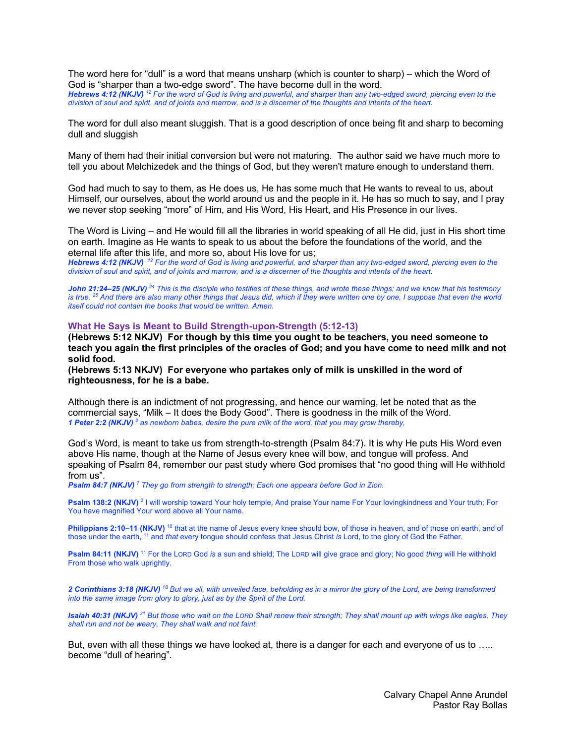The word here for "dull" is a word that means unsharp (which is counter to sharp) – which the Word of God is "sharper than a two-edge sword". The have become dull in the word.

***Hebrews 4:12 (NKJV)*** *[12] For the word of God is living and powerful, and sharper than any two-edged sword, piercing even to the division of soul and spirit, and of joints and marrow, and is a discerner of the thoughts and intents of the heart.*

The word for dull also meant sluggish. That is a good description of once being fit and sharp to becoming dull and sluggish

Many of them had their initial conversion but were not maturing. The author said we have much more to tell you about Melchizedek and the things of God, but they weren't mature enough to understand them.

God had much to say to them, as He does us, He has some much that He wants to reveal to us, about Himself, our ourselves, about the world around us and the people in it. He has so much to say, and I pray we never stop seeking "more" of Him, and His Word, His Heart, and His Presence in our lives.

The Word is Living – and He would fill all the libraries in world speaking of all He did, just in His short time on earth. Imagine as He wants to speak to us about the before the foundations of the world, and the eternal life after this life, and more so, about His love for us;

***Hebrews 4:12 (NKJV)*** *[12] For the word of God is living and powerful, and sharper than any two-edged sword, piercing even to the division of soul and spirit, and of joints and marrow, and is a discerner of the thoughts and intents of the heart.*

***John 21:24–25 (NKJV)*** *[24] This is the disciple who testifies of these things, and wrote these things; and we know that his testimony is true. [25] And there are also many other things that Jesus did, which if they were written one by one, I suppose that even the world itself could not contain the books that would be written. Amen.*

## What He Says is Meant to Build Strength-upon-Strength (5:12-13)

**(Hebrews 5:12 NKJV) For though by this time you ought to be teachers, you need someone to teach you again the first principles of the oracles of God; and you have come to need milk and not solid food.**

**(Hebrews 5:13 NKJV) For everyone who partakes only of milk is unskilled in the word of righteousness, for he is a babe.**

Although there is an indictment of not progressing, and hence our warning, let be noted that as the commercial says, "Milk – It does the Body Good". There is goodness in the milk of the Word.

***1 Peter 2:2 (NKJV)*** *[2] as newborn babes, desire the pure milk of the word, that you may grow thereby,*

God's Word, is meant to take us from strength-to-strength (Psalm 84:7). It is why He puts His Word even above His name, though at the Name of Jesus every knee will bow, and tongue will profess. And speaking of Psalm 84, remember our past study where God promises that "no good thing will He withhold from us".

***Psalm 84:7 (NKJV)*** *[7] They go from strength to strength; Each one appears before God in Zion.*

**Psalm 138:2 (NKJV)** [2] I will worship toward Your holy temple, And praise Your name For Your lovingkindness and Your truth; For You have magnified Your word above all Your name.

**Philippians 2:10–11 (NKJV)** [10] that at the name of Jesus every knee should bow, of those in heaven, and of those on earth, and of those under the earth, [11] and *that* every tongue should confess that Jesus Christ *is* Lord, to the glory of God the Father.

**Psalm 84:11 (NKJV)** [11] For the LORD God *is* a sun and shield; The LORD will give grace and glory; No good *thing* will He withhold From those who walk uprightly.

***2 Corinthians 3:18 (NKJV)*** *[18] But we all, with unveiled face, beholding as in a mirror the glory of the Lord, are being transformed into the same image from glory to glory, just as by the Spirit of the Lord.*

***Isaiah 40:31 (NKJV)*** *[31] But those who wait on the LORD Shall renew their strength; They shall mount up with wings like eagles, They shall run and not be weary, They shall walk and not faint.*

But, even with all these things we have looked at, there is a danger for each and everyone of us to ….. become "dull of hearing".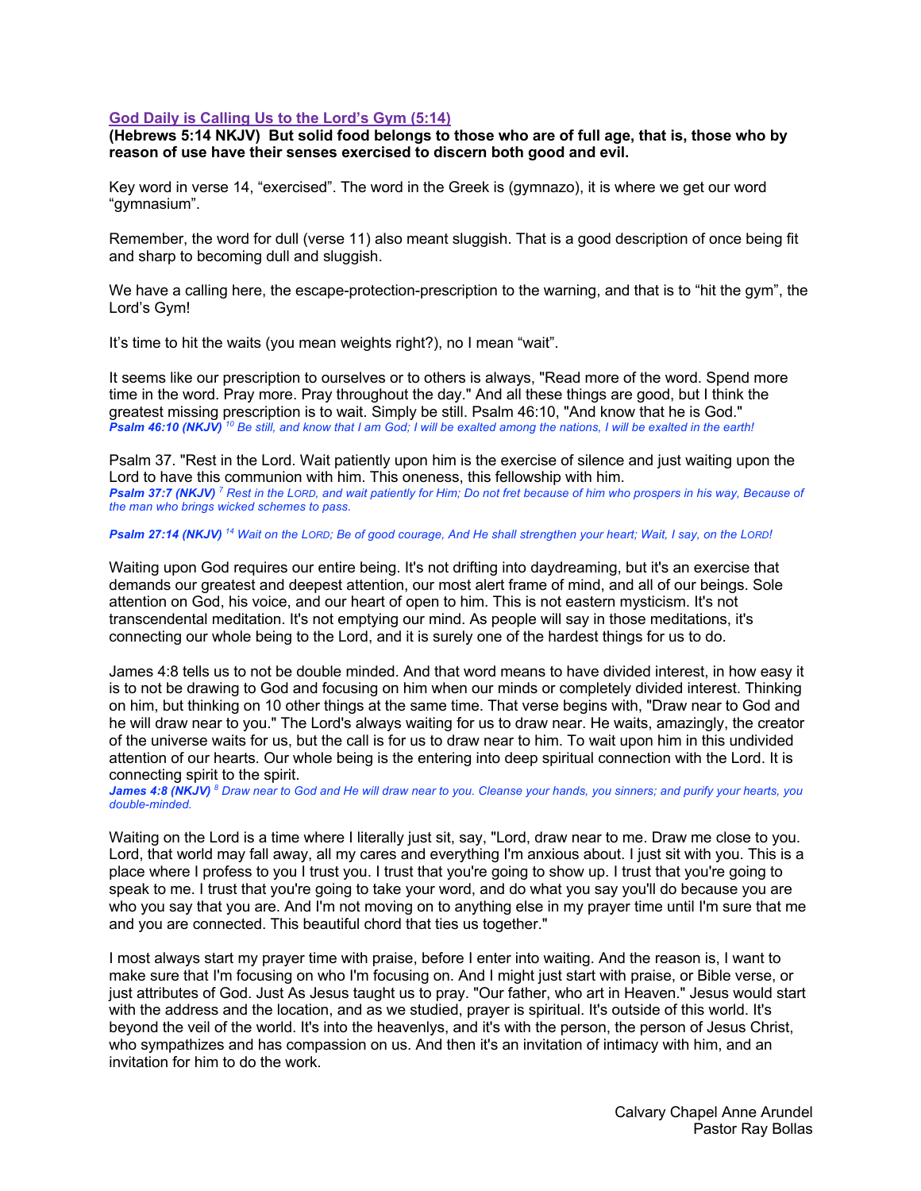## God Daily is Calling Us to the Lord's Gym (5:14)

**(Hebrews 5:14 NKJV) But solid food belongs to those who are of full age, that is, those who by reason of use have their senses exercised to discern both good and evil.**

Key word in verse 14, "exercised". The word in the Greek is (gymnazo), it is where we get our word "gymnasium".

Remember, the word for dull (verse 11) also meant sluggish. That is a good description of once being fit and sharp to becoming dull and sluggish.

We have a calling here, the escape-protection-prescription to the warning, and that is to "hit the gym", the Lord's Gym!

It's time to hit the waits (you mean weights right?), no I mean "wait".

It seems like our prescription to ourselves or to others is always, "Read more of the word. Spend more time in the word. Pray more. Pray throughout the day." And all these things are good, but I think the greatest missing prescription is to wait. Simply be still. Psalm 46:10, "And know that he is God."
***Psalm 46:10 (NKJV)*** *[10] Be still, and know that I am God; I will be exalted among the nations, I will be exalted in the earth!*

Psalm 37. "Rest in the Lord. Wait patiently upon him is the exercise of silence and just waiting upon the Lord to have this communion with him. This oneness, this fellowship with him.
***Psalm 37:7 (NKJV)*** *[7] Rest in the LORD, and wait patiently for Him; Do not fret because of him who prospers in his way, Because of the man who brings wicked schemes to pass.*

***Psalm 27:14 (NKJV)*** *[14] Wait on the LORD; Be of good courage, And He shall strengthen your heart; Wait, I say, on the LORD!*

Waiting upon God requires our entire being. It's not drifting into daydreaming, but it's an exercise that demands our greatest and deepest attention, our most alert frame of mind, and all of our beings. Sole attention on God, his voice, and our heart of open to him. This is not eastern mysticism. It's not transcendental meditation. It's not emptying our mind. As people will say in those meditations, it's connecting our whole being to the Lord, and it is surely one of the hardest things for us to do.

James 4:8 tells us to not be double minded. And that word means to have divided interest, in how easy it is to not be drawing to God and focusing on him when our minds or completely divided interest. Thinking on him, but thinking on 10 other things at the same time. That verse begins with, "Draw near to God and he will draw near to you." The Lord's always waiting for us to draw near. He waits, amazingly, the creator of the universe waits for us, but the call is for us to draw near to him. To wait upon him in this undivided attention of our hearts. Our whole being is the entering into deep spiritual connection with the Lord. It is connecting spirit to the spirit.
***James 4:8 (NKJV)*** *[8] Draw near to God and He will draw near to you. Cleanse your hands, you sinners; and purify your hearts, you double-minded.*

Waiting on the Lord is a time where I literally just sit, say, "Lord, draw near to me. Draw me close to you. Lord, that world may fall away, all my cares and everything I'm anxious about. I just sit with you. This is a place where I profess to you I trust you. I trust that you're going to show up. I trust that you're going to speak to me. I trust that you're going to take your word, and do what you say you'll do because you are who you say that you are. And I'm not moving on to anything else in my prayer time until I'm sure that me and you are connected. This beautiful chord that ties us together."

I most always start my prayer time with praise, before I enter into waiting. And the reason is, I want to make sure that I'm focusing on who I'm focusing on. And I might just start with praise, or Bible verse, or just attributes of God. Just As Jesus taught us to pray. "Our father, who art in Heaven." Jesus would start with the address and the location, and as we studied, prayer is spiritual. It's outside of this world. It's beyond the veil of the world. It's into the heavenlys, and it's with the person, the person of Jesus Christ, who sympathizes and has compassion on us. And then it's an invitation of intimacy with him, and an invitation for him to do the work.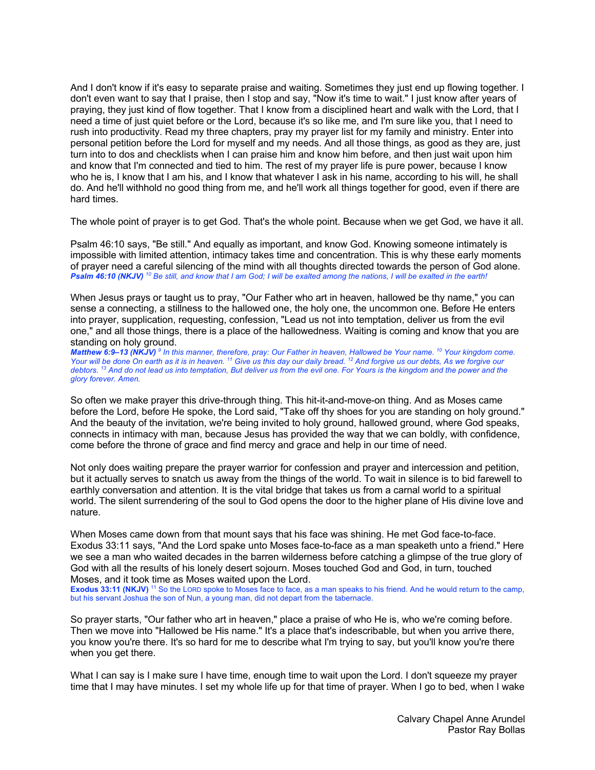And I don't know if it's easy to separate praise and waiting. Sometimes they just end up flowing together. I don't even want to say that I praise, then I stop and say, "Now it's time to wait." I just know after years of praying, they just kind of flow together. That I know from a disciplined heart and walk with the Lord, that I need a time of just quiet before or the Lord, because it's so like me, and I'm sure like you, that I need to rush into productivity. Read my three chapters, pray my prayer list for my family and ministry. Enter into personal petition before the Lord for myself and my needs. And all those things, as good as they are, just turn into to dos and checklists when I can praise him and know him before, and then just wait upon him and know that I'm connected and tied to him. The rest of my prayer life is pure power, because I know who he is, I know that I am his, and I know that whatever I ask in his name, according to his will, he shall do. And he'll withhold no good thing from me, and he'll work all things together for good, even if there are hard times.

The whole point of prayer is to get God. That's the whole point. Because when we get God, we have it all.

Psalm 46:10 says, "Be still." And equally as important, and know God. Knowing someone intimately is impossible with limited attention, intimacy takes time and concentration. This is why these early moments of prayer need a careful silencing of the mind with all thoughts directed towards the person of God alone.
***Psalm 46:10 (NKJV)*** *[10] Be still, and know that I am God; I will be exalted among the nations, I will be exalted in the earth!*

When Jesus prays or taught us to pray, "Our Father who art in heaven, hallowed be thy name," you can sense a connecting, a stillness to the hallowed one, the holy one, the uncommon one. Before He enters into prayer, supplication, requesting, confession, "Lead us not into temptation, deliver us from the evil one," and all those things, there is a place of the hallowedness. Waiting is coming and know that you are standing on holy ground.
***Matthew 6:9–13 (NKJV)*** *[9] In this manner, therefore, pray: Our Father in heaven, Hallowed be Your name. [10] Your kingdom come. Your will be done On earth as it is in heaven. [11] Give us this day our daily bread. [12] And forgive us our debts, As we forgive our debtors. [13] And do not lead us into temptation, But deliver us from the evil one. For Yours is the kingdom and the power and the glory forever. Amen.*

So often we make prayer this drive-through thing. This hit-it-and-move-on thing. And as Moses came before the Lord, before He spoke, the Lord said, "Take off thy shoes for you are standing on holy ground." And the beauty of the invitation, we're being invited to holy ground, hallowed ground, where God speaks, connects in intimacy with man, because Jesus has provided the way that we can boldly, with confidence, come before the throne of grace and find mercy and grace and help in our time of need.

Not only does waiting prepare the prayer warrior for confession and prayer and intercession and petition, but it actually serves to snatch us away from the things of the world. To wait in silence is to bid farewell to earthly conversation and attention. It is the vital bridge that takes us from a carnal world to a spiritual world. The silent surrendering of the soul to God opens the door to the higher plane of His divine love and nature.

When Moses came down from that mount says that his face was shining. He met God face-to-face. Exodus 33:11 says, "And the Lord spake unto Moses face-to-face as a man speaketh unto a friend." Here we see a man who waited decades in the barren wilderness before catching a glimpse of the true glory of God with all the results of his lonely desert sojourn. Moses touched God and God, in turn, touched Moses, and it took time as Moses waited upon the Lord.
**Exodus 33:11 (NKJV)** [11] So the LORD spoke to Moses face to face, as a man speaks to his friend. And he would return to the camp, but his servant Joshua the son of Nun, a young man, did not depart from the tabernacle.

So prayer starts, "Our father who art in heaven," place a praise of who He is, who we're coming before. Then we move into "Hallowed be His name." It's a place that's indescribable, but when you arrive there, you know you're there. It's so hard for me to describe what I'm trying to say, but you'll know you're there when you get there.

What I can say is I make sure I have time, enough time to wait upon the Lord. I don't squeeze my prayer time that I may have minutes. I set my whole life up for that time of prayer. When I go to bed, when I wake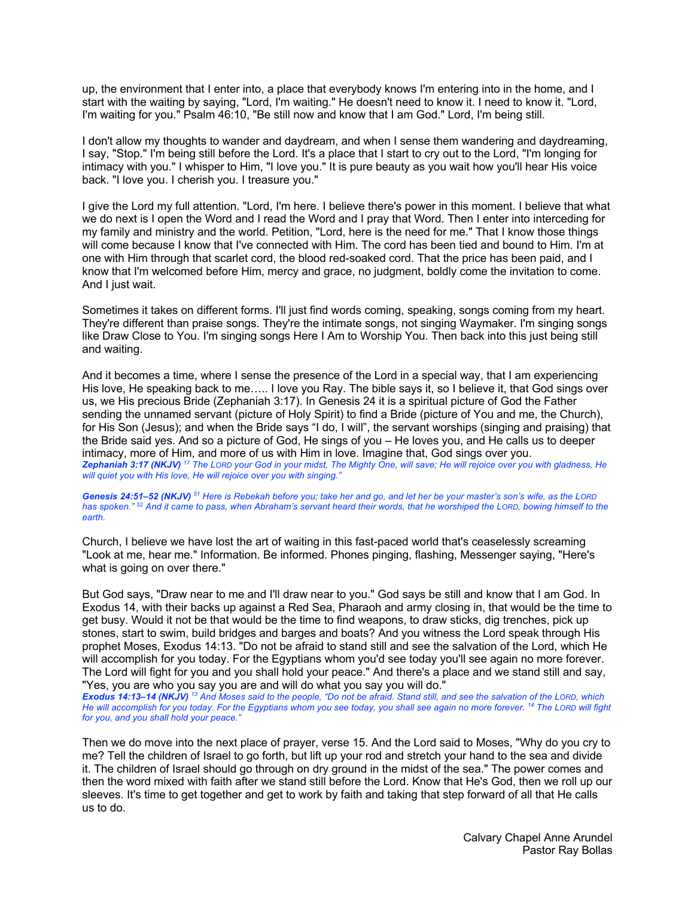up, the environment that I enter into, a place that everybody knows I'm entering into in the home, and I start with the waiting by saying, "Lord, I'm waiting." He doesn't need to know it. I need to know it. "Lord, I'm waiting for you." Psalm 46:10, "Be still now and know that I am God." Lord, I'm being still.

I don't allow my thoughts to wander and daydream, and when I sense them wandering and daydreaming, I say, "Stop." I'm being still before the Lord. It's a place that I start to cry out to the Lord, "I'm longing for intimacy with you." I whisper to Him, "I love you." It is pure beauty as you wait how you'll hear His voice back. "I love you. I cherish you. I treasure you."

I give the Lord my full attention. "Lord, I'm here. I believe there's power in this moment. I believe that what we do next is I open the Word and I read the Word and I pray that Word. Then I enter into interceding for my family and ministry and the world. Petition, "Lord, here is the need for me." That I know those things will come because I know that I've connected with Him. The cord has been tied and bound to Him. I'm at one with Him through that scarlet cord, the blood red-soaked cord. That the price has been paid, and I know that I'm welcomed before Him, mercy and grace, no judgment, boldly come the invitation to come. And I just wait.

Sometimes it takes on different forms. I'll just find words coming, speaking, songs coming from my heart. They're different than praise songs. They're the intimate songs, not singing Waymaker. I'm singing songs like Draw Close to You. I'm singing songs Here I Am to Worship You. Then back into this just being still and waiting.

And it becomes a time, where I sense the presence of the Lord in a special way, that I am experiencing His love, He speaking back to me….. I love you Ray. The bible says it, so I believe it, that God sings over us, we His precious Bride (Zephaniah 3:17). In Genesis 24 it is a spiritual picture of God the Father sending the unnamed servant (picture of Holy Spirit) to find a Bride (picture of You and me, the Church), for His Son (Jesus); and when the Bride says "I do, I will", the servant worships (singing and praising) that the Bride said yes. And so a picture of God, He sings of you – He loves you, and He calls us to deeper intimacy, more of Him, and more of us with Him in love. Imagine that, God sings over you.

***Zephaniah 3:17 (NKJV)*** *[17] The LORD your God in your midst, The Mighty One, will save; He will rejoice over you with gladness, He will quiet you with His love, He will rejoice over you with singing."*

***Genesis 24:51–52 (NKJV)*** *[51] Here is Rebekah before you; take her and go, and let her be your master's son's wife, as the LORD has spoken." [52] And it came to pass, when Abraham's servant heard their words, that he worshiped the LORD, bowing himself to the earth.*

Church, I believe we have lost the art of waiting in this fast-paced world that's ceaselessly screaming "Look at me, hear me." Information. Be informed. Phones pinging, flashing, Messenger saying, "Here's what is going on over there."

But God says, "Draw near to me and I'll draw near to you." God says be still and know that I am God. In Exodus 14, with their backs up against a Red Sea, Pharaoh and army closing in, that would be the time to get busy. Would it not be that would be the time to find weapons, to draw sticks, dig trenches, pick up stones, start to swim, build bridges and barges and boats? And you witness the Lord speak through His prophet Moses, Exodus 14:13. "Do not be afraid to stand still and see the salvation of the Lord, which He will accomplish for you today. For the Egyptians whom you'd see today you'll see again no more forever. The Lord will fight for you and you shall hold your peace." And there's a place and we stand still and say, "Yes, you are who you say you are and will do what you say you will do."

***Exodus 14:13–14 (NKJV)*** *[13] And Moses said to the people, "Do not be afraid. Stand still, and see the salvation of the LORD, which He will accomplish for you today. For the Egyptians whom you see today, you shall see again no more forever. [14] The LORD will fight for you, and you shall hold your peace."*

Then we do move into the next place of prayer, verse 15. And the Lord said to Moses, "Why do you cry to me? Tell the children of Israel to go forth, but lift up your rod and stretch your hand to the sea and divide it. The children of Israel should go through on dry ground in the midst of the sea." The power comes and then the word mixed with faith after we stand still before the Lord. Know that He's God, then we roll up our sleeves. It's time to get together and get to work by faith and taking that step forward of all that He calls us to do.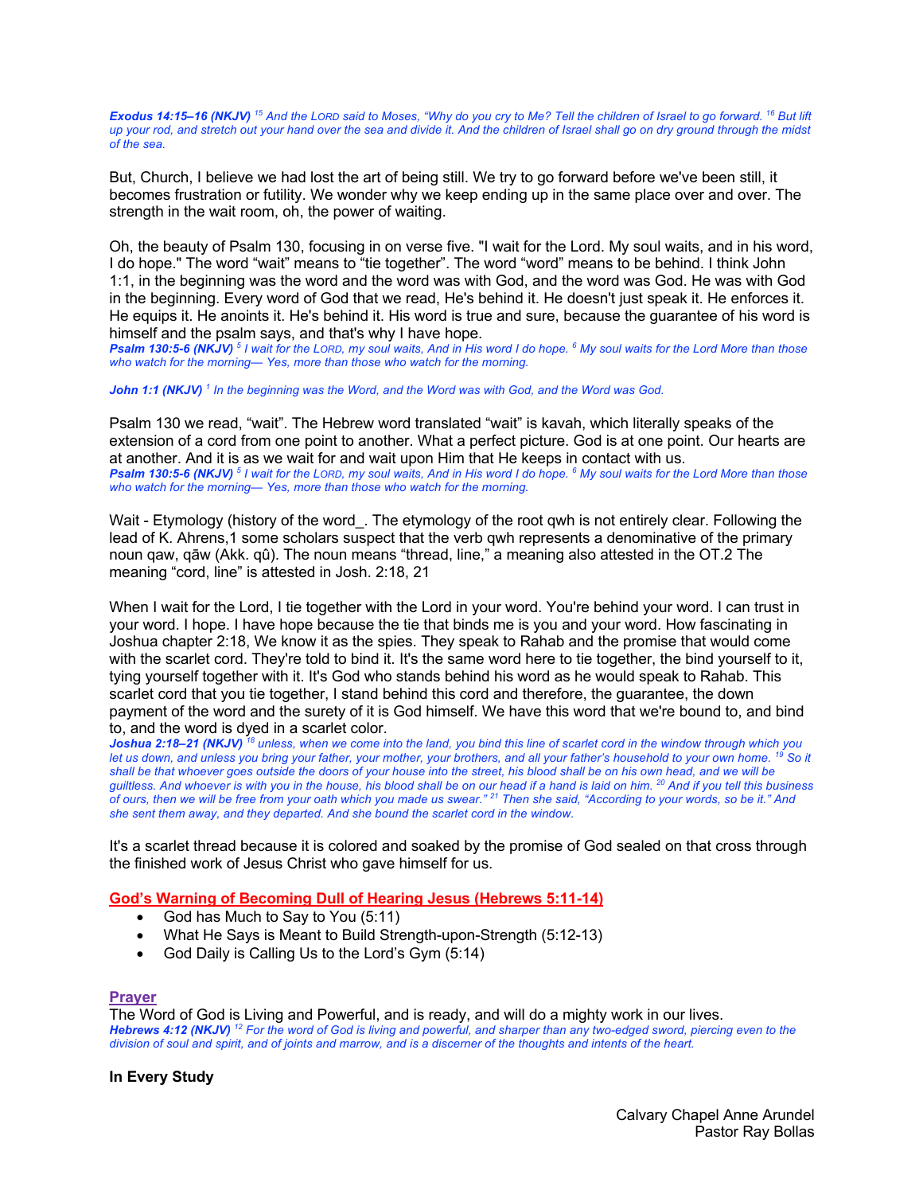***Exodus 14:15–16 (NKJV)*** *[15] And the LORD said to Moses, "Why do you cry to Me? Tell the children of Israel to go forward. [16] But lift up your rod, and stretch out your hand over the sea and divide it. And the children of Israel shall go on dry ground through the midst of the sea.*

But, Church, I believe we had lost the art of being still. We try to go forward before we've been still, it becomes frustration or futility. We wonder why we keep ending up in the same place over and over. The strength in the wait room, oh, the power of waiting.

Oh, the beauty of Psalm 130, focusing in on verse five. "I wait for the Lord. My soul waits, and in his word, I do hope." The word "wait" means to "tie together". The word "word" means to be behind. I think John 1:1, in the beginning was the word and the word was with God, and the word was God. He was with God in the beginning. Every word of God that we read, He's behind it. He doesn't just speak it. He enforces it. He equips it. He anoints it. He's behind it. His word is true and sure, because the guarantee of his word is himself and the psalm says, and that's why I have hope.

***Psalm 130:5-6 (NKJV)*** *[5] I wait for the LORD, my soul waits, And in His word I do hope. [6] My soul waits for the Lord More than those who watch for the morning— Yes, more than those who watch for the morning.*

***John 1:1 (NKJV)*** *[1] In the beginning was the Word, and the Word was with God, and the Word was God.*

Psalm 130 we read, "wait". The Hebrew word translated "wait" is kavah, which literally speaks of the extension of a cord from one point to another. What a perfect picture. God is at one point. Our hearts are at another. And it is as we wait for and wait upon Him that He keeps in contact with us.

***Psalm 130:5-6 (NKJV)*** *[5] I wait for the LORD, my soul waits, And in His word I do hope. [6] My soul waits for the Lord More than those who watch for the morning— Yes, more than those who watch for the morning.*

Wait - Etymology (history of the word_. The etymology of the root qwh is not entirely clear. Following the lead of K. Ahrens,1 some scholars suspect that the verb qwh represents a denominative of the primary noun qaw, qāw (Akk. qû). The noun means "thread, line," a meaning also attested in the OT.2 The meaning "cord, line" is attested in Josh. 2:18, 21

When I wait for the Lord, I tie together with the Lord in your word. You're behind your word. I can trust in your word. I hope. I have hope because the tie that binds me is you and your word. How fascinating in Joshua chapter 2:18, We know it as the spies. They speak to Rahab and the promise that would come with the scarlet cord. They're told to bind it. It's the same word here to tie together, the bind yourself to it, tying yourself together with it. It's God who stands behind his word as he would speak to Rahab. This scarlet cord that you tie together, I stand behind this cord and therefore, the guarantee, the down payment of the word and the surety of it is God himself. We have this word that we're bound to, and bind to, and the word is dyed in a scarlet color.

***Joshua 2:18–21 (NKJV)*** *[18] unless, when we come into the land, you bind this line of scarlet cord in the window through which you let us down, and unless you bring your father, your mother, your brothers, and all your father's household to your own home. [19] So it shall be that whoever goes outside the doors of your house into the street, his blood shall be on his own head, and we will be guiltless. And whoever is with you in the house, his blood shall be on our head if a hand is laid on him. [20] And if you tell this business of ours, then we will be free from your oath which you made us swear." [21] Then she said, "According to your words, so be it." And she sent them away, and they departed. And she bound the scarlet cord in the window.*

It's a scarlet thread because it is colored and soaked by the promise of God sealed on that cross through the finished work of Jesus Christ who gave himself for us.

## God's Warning of Becoming Dull of Hearing Jesus (Hebrews 5:11-14)

- God has Much to Say to You (5:11)
- What He Says is Meant to Build Strength-upon-Strength (5:12-13)
- God Daily is Calling Us to the Lord's Gym (5:14)

## Prayer

The Word of God is Living and Powerful, and is ready, and will do a mighty work in our lives.

***Hebrews 4:12 (NKJV)*** *[12] For the word of God is living and powerful, and sharper than any two-edged sword, piercing even to the division of soul and spirit, and of joints and marrow, and is a discerner of the thoughts and intents of the heart.*

**In Every Study**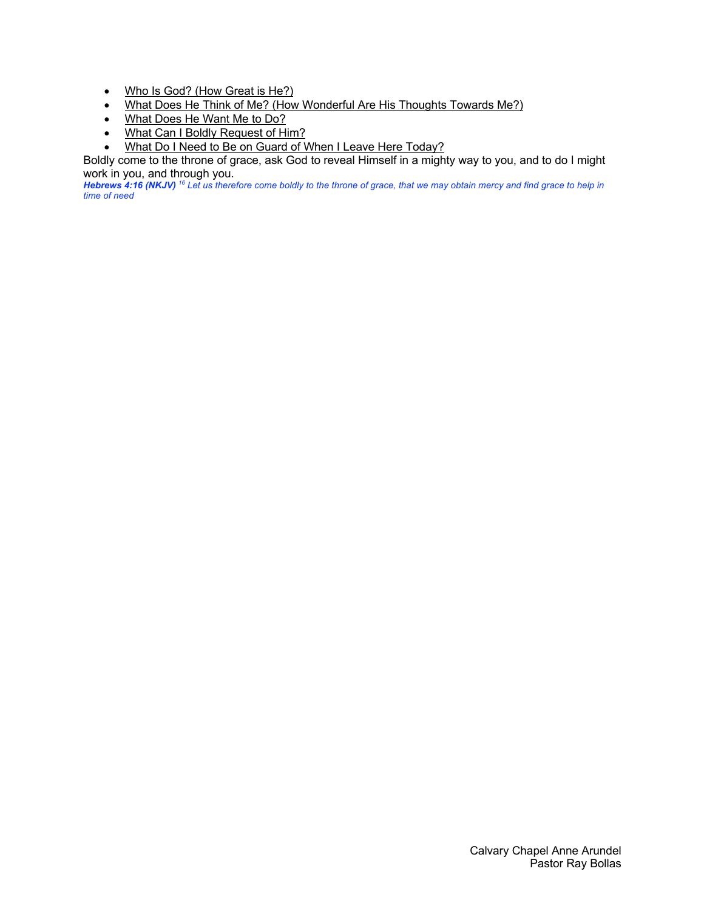- <u>Who Is God? (How Great is He?)</u>
- <u>What Does He Think of Me? (How Wonderful Are His Thoughts Towards Me?)</u>
- <u>What Does He Want Me to Do?</u>
- <u>What Can I Boldly Request of Him?</u>
- <u>What Do I Need to Be on Guard of When I Leave Here Today?</u>

Boldly come to the throne of grace, ask God to reveal Himself in a mighty way to you, and to do I might work in you, and through you.

***Hebrews 4:16 (NKJV)*** *[16] Let us therefore come boldly to the throne of grace, that we may obtain mercy and find grace to help in time of need*

Calvary Chapel Anne Arundel
Pastor Ray Bollas